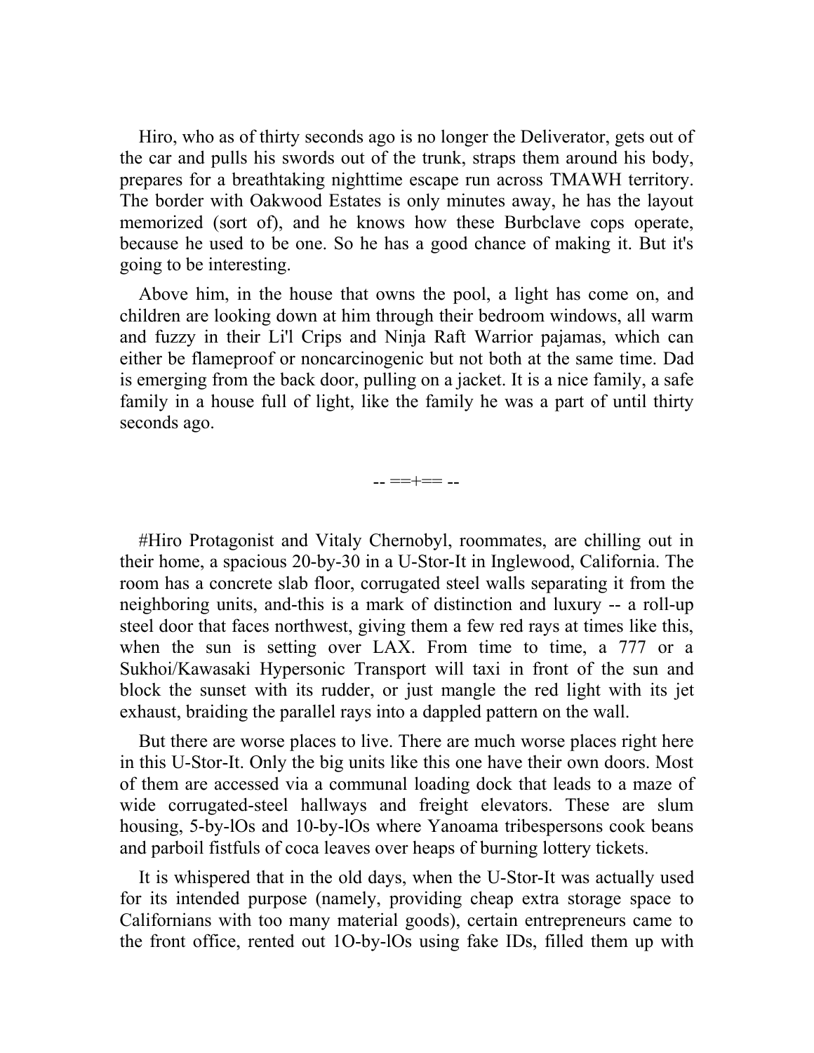Hiro, who as of thirty seconds ago is no longer the Deliverator, gets out of the car and pulls his swords out of the trunk, straps them around his body, prepares for a breathtaking nighttime escape run across TMAWH territory. The border with Oakwood Estates is only minutes away, he has the layout memorized (sort of), and he knows how these Burbclave cops operate, because he used to be one. So he has a good chance of making it. But it's going to be interesting.

Above him, in the house that owns the pool, a light has come on, and children are looking down at him through their bedroom windows, all warm and fuzzy in their Li'l Crips and Ninja Raft Warrior pajamas, which can either be flameproof or noncarcinogenic but not both at the same time. Dad is emerging from the back door, pulling on a jacket. It is a nice family, a safe family in a house full of light, like the family he was a part of until thirty seconds ago.

-- ==+== --

#Hiro Protagonist and Vitaly Chernobyl, roommates, are chilling out in their home, a spacious 20-by-30 in a U-Stor-It in Inglewood, California. The room has a concrete slab floor, corrugated steel walls separating it from the neighboring units, and-this is a mark of distinction and luxury -- a roll-up steel door that faces northwest, giving them a few red rays at times like this, when the sun is setting over LAX. From time to time, a 777 or a Sukhoi/Kawasaki Hypersonic Transport will taxi in front of the sun and block the sunset with its rudder, or just mangle the red light with its jet exhaust, braiding the parallel rays into a dappled pattern on the wall.

But there are worse places to live. There are much worse places right here in this U-Stor-It. Only the big units like this one have their own doors. Most of them are accessed via a communal loading dock that leads to a maze of wide corrugated-steel hallways and freight elevators. These are slum housing, 5-by-lOs and 10-by-lOs where Yanoama tribespersons cook beans and parboil fistfuls of coca leaves over heaps of burning lottery tickets.

It is whispered that in the old days, when the U-Stor-It was actually used for its intended purpose (namely, providing cheap extra storage space to Californians with too many material goods), certain entrepreneurs came to the front office, rented out 1O-by-lOs using fake IDs, filled them up with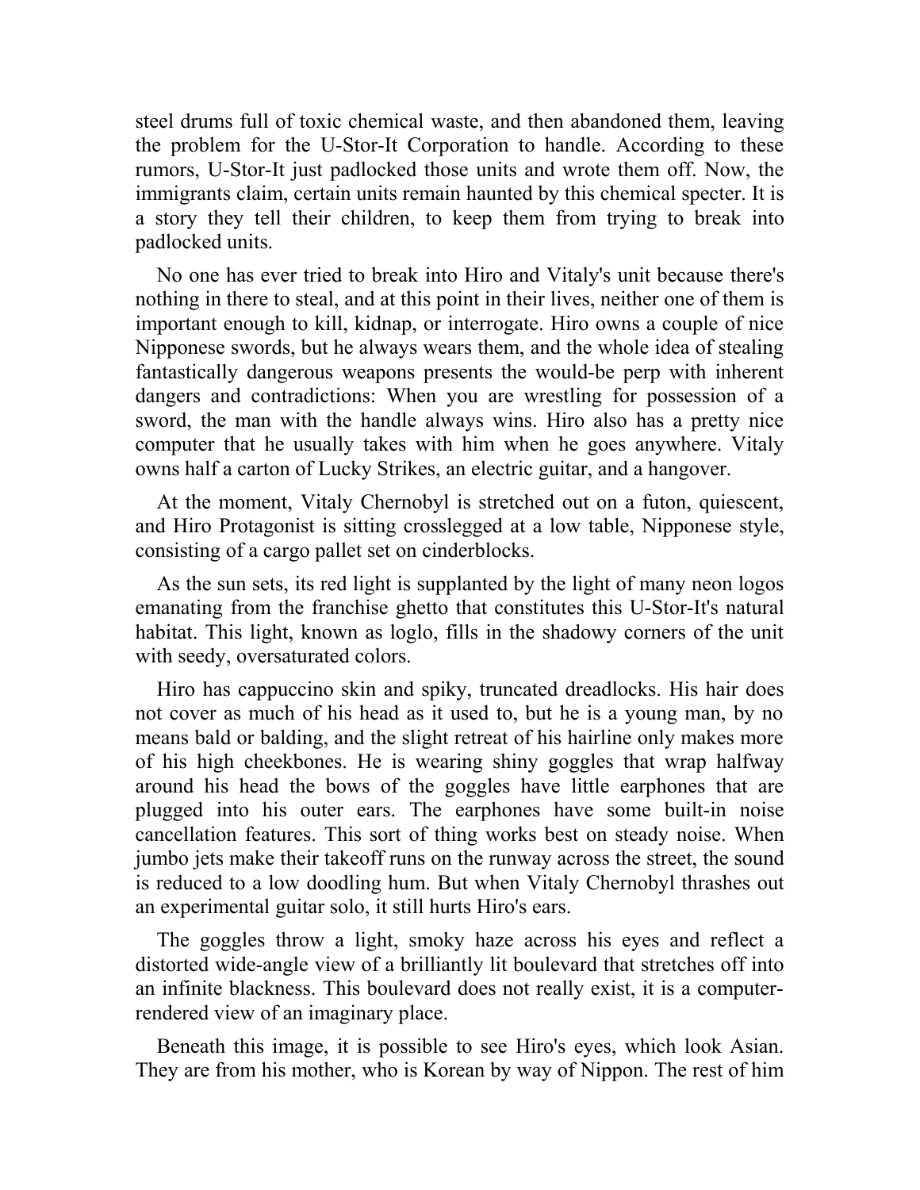steel drums full of toxic chemical waste, and then abandoned them, leaving the problem for the U-Stor-It Corporation to handle. According to these rumors, U-Stor-It just padlocked those units and wrote them off. Now, the immigrants claim, certain units remain haunted by this chemical specter. It is a story they tell their children, to keep them from trying to break into padlocked units.

No one has ever tried to break into Hiro and Vitaly's unit because there's nothing in there to steal, and at this point in their lives, neither one of them is important enough to kill, kidnap, or interrogate. Hiro owns a couple of nice Nipponese swords, but he always wears them, and the whole idea of stealing fantastically dangerous weapons presents the would-be perp with inherent dangers and contradictions: When you are wrestling for possession of a sword, the man with the handle always wins. Hiro also has a pretty nice computer that he usually takes with him when he goes anywhere. Vitaly owns half a carton of Lucky Strikes, an electric guitar, and a hangover.

At the moment, Vitaly Chernobyl is stretched out on a futon, quiescent, and Hiro Protagonist is sitting crosslegged at a low table, Nipponese style, consisting of a cargo pallet set on cinderblocks.

As the sun sets, its red light is supplanted by the light of many neon logos emanating from the franchise ghetto that constitutes this U-Stor-It's natural habitat. This light, known as loglo, fills in the shadowy corners of the unit with seedy, oversaturated colors.

Hiro has cappuccino skin and spiky, truncated dreadlocks. His hair does not cover as much of his head as it used to, but he is a young man, by no means bald or balding, and the slight retreat of his hairline only makes more of his high cheekbones. He is wearing shiny goggles that wrap halfway around his head the bows of the goggles have little earphones that are plugged into his outer ears. The earphones have some built-in noise cancellation features. This sort of thing works best on steady noise. When jumbo jets make their takeoff runs on the runway across the street, the sound is reduced to a low doodling hum. But when Vitaly Chernobyl thrashes out an experimental guitar solo, it still hurts Hiro's ears.

The goggles throw a light, smoky haze across his eyes and reflect a distorted wide-angle view of a brilliantly lit boulevard that stretches off into an infinite blackness. This boulevard does not really exist, it is a computer-rendered view of an imaginary place.

Beneath this image, it is possible to see Hiro's eyes, which look Asian. They are from his mother, who is Korean by way of Nippon. The rest of him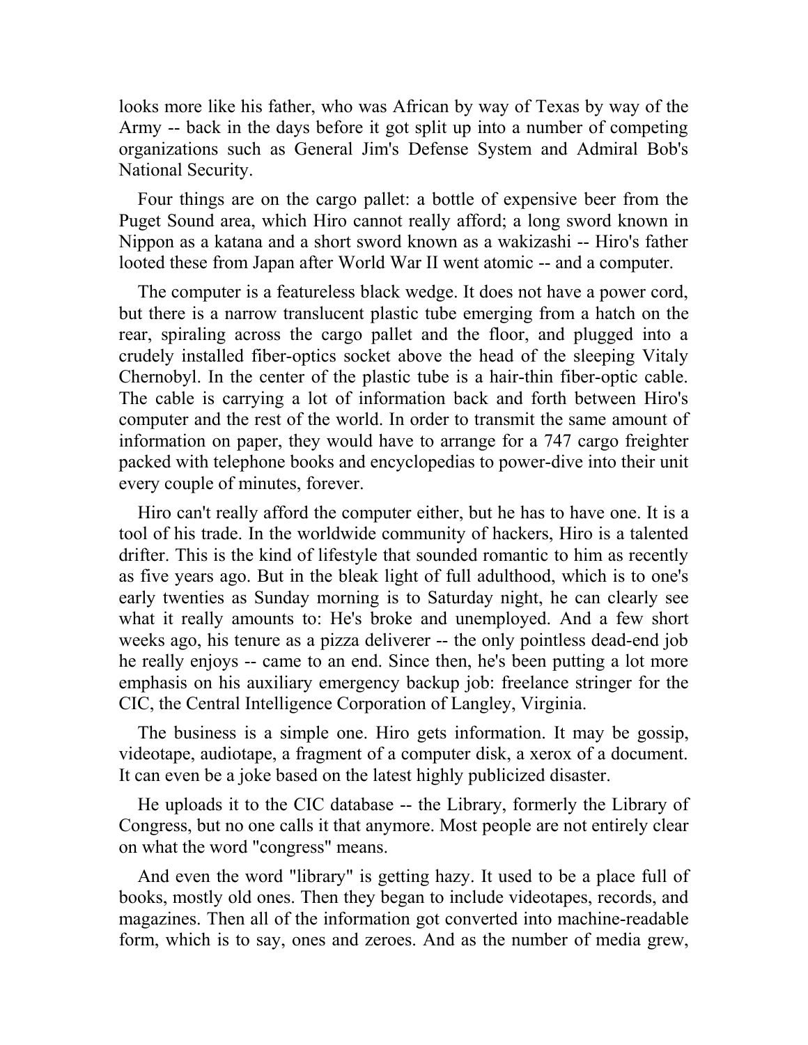looks more like his father, who was African by way of Texas by way of the Army -- back in the days before it got split up into a number of competing organizations such as General Jim's Defense System and Admiral Bob's National Security.

Four things are on the cargo pallet: a bottle of expensive beer from the Puget Sound area, which Hiro cannot really afford; a long sword known in Nippon as a katana and a short sword known as a wakizashi -- Hiro's father looted these from Japan after World War II went atomic -- and a computer.

The computer is a featureless black wedge. It does not have a power cord, but there is a narrow translucent plastic tube emerging from a hatch on the rear, spiraling across the cargo pallet and the floor, and plugged into a crudely installed fiber-optics socket above the head of the sleeping Vitaly Chernobyl. In the center of the plastic tube is a hair-thin fiber-optic cable. The cable is carrying a lot of information back and forth between Hiro's computer and the rest of the world. In order to transmit the same amount of information on paper, they would have to arrange for a 747 cargo freighter packed with telephone books and encyclopedias to power-dive into their unit every couple of minutes, forever.

Hiro can't really afford the computer either, but he has to have one. It is a tool of his trade. In the worldwide community of hackers, Hiro is a talented drifter. This is the kind of lifestyle that sounded romantic to him as recently as five years ago. But in the bleak light of full adulthood, which is to one's early twenties as Sunday morning is to Saturday night, he can clearly see what it really amounts to: He's broke and unemployed. And a few short weeks ago, his tenure as a pizza deliverer -- the only pointless dead-end job he really enjoys -- came to an end. Since then, he's been putting a lot more emphasis on his auxiliary emergency backup job: freelance stringer for the CIC, the Central Intelligence Corporation of Langley, Virginia.

The business is a simple one. Hiro gets information. It may be gossip, videotape, audiotape, a fragment of a computer disk, a xerox of a document. It can even be a joke based on the latest highly publicized disaster.

He uploads it to the CIC database -- the Library, formerly the Library of Congress, but no one calls it that anymore. Most people are not entirely clear on what the word "congress" means.

And even the word "library" is getting hazy. It used to be a place full of books, mostly old ones. Then they began to include videotapes, records, and magazines. Then all of the information got converted into machine-readable form, which is to say, ones and zeroes. And as the number of media grew,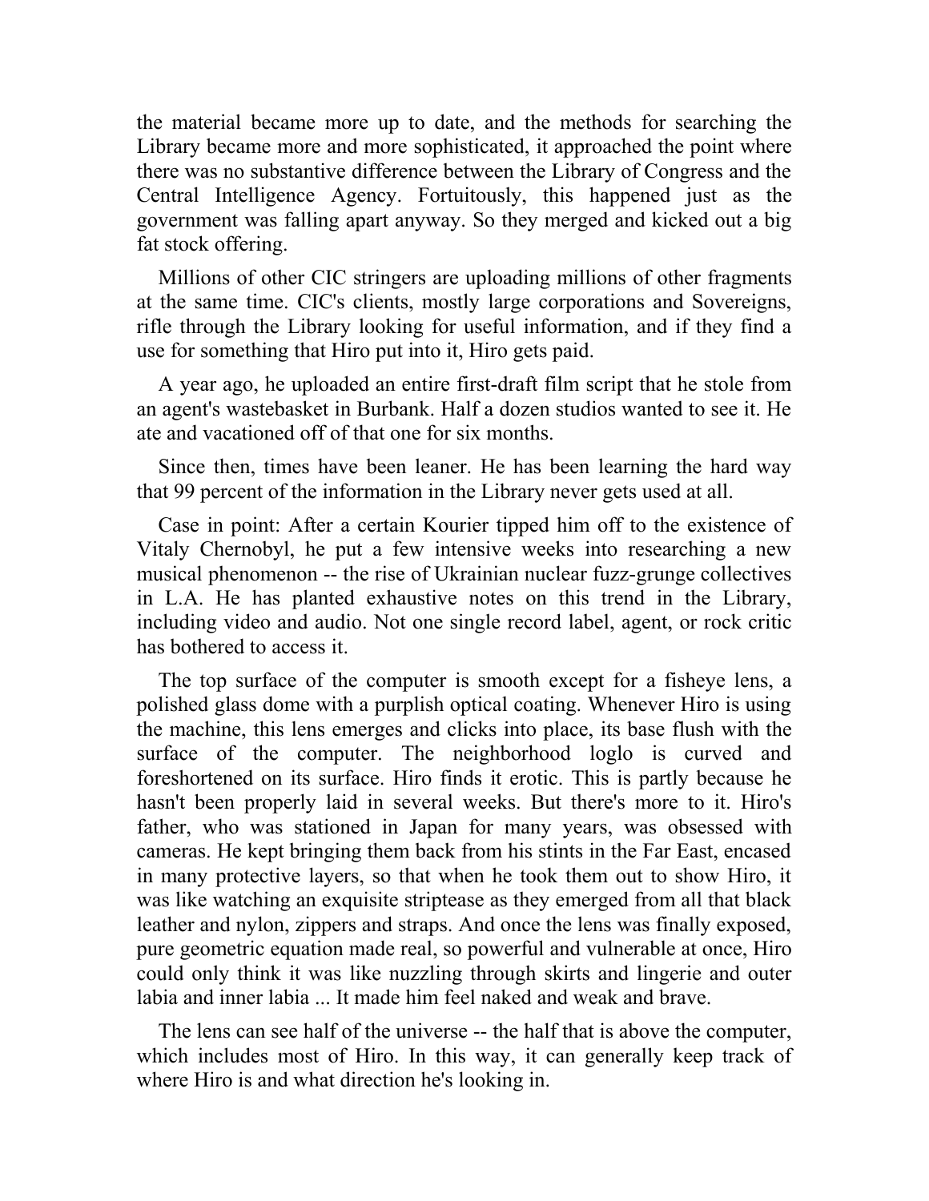the material became more up to date, and the methods for searching the Library became more and more sophisticated, it approached the point where there was no substantive difference between the Library of Congress and the Central Intelligence Agency. Fortuitously, this happened just as the government was falling apart anyway. So they merged and kicked out a big fat stock offering.

Millions of other CIC stringers are uploading millions of other fragments at the same time. CIC's clients, mostly large corporations and Sovereigns, rifle through the Library looking for useful information, and if they find a use for something that Hiro put into it, Hiro gets paid.

A year ago, he uploaded an entire first-draft film script that he stole from an agent's wastebasket in Burbank. Half a dozen studios wanted to see it. He ate and vacationed off of that one for six months.

Since then, times have been leaner. He has been learning the hard way that 99 percent of the information in the Library never gets used at all.

Case in point: After a certain Kourier tipped him off to the existence of Vitaly Chernobyl, he put a few intensive weeks into researching a new musical phenomenon -- the rise of Ukrainian nuclear fuzz-grunge collectives in L.A. He has planted exhaustive notes on this trend in the Library, including video and audio. Not one single record label, agent, or rock critic has bothered to access it.

The top surface of the computer is smooth except for a fisheye lens, a polished glass dome with a purplish optical coating. Whenever Hiro is using the machine, this lens emerges and clicks into place, its base flush with the surface of the computer. The neighborhood loglo is curved and foreshortened on its surface. Hiro finds it erotic. This is partly because he hasn't been properly laid in several weeks. But there's more to it. Hiro's father, who was stationed in Japan for many years, was obsessed with cameras. He kept bringing them back from his stints in the Far East, encased in many protective layers, so that when he took them out to show Hiro, it was like watching an exquisite striptease as they emerged from all that black leather and nylon, zippers and straps. And once the lens was finally exposed, pure geometric equation made real, so powerful and vulnerable at once, Hiro could only think it was like nuzzling through skirts and lingerie and outer labia and inner labia ... It made him feel naked and weak and brave.

The lens can see half of the universe -- the half that is above the computer, which includes most of Hiro. In this way, it can generally keep track of where Hiro is and what direction he's looking in.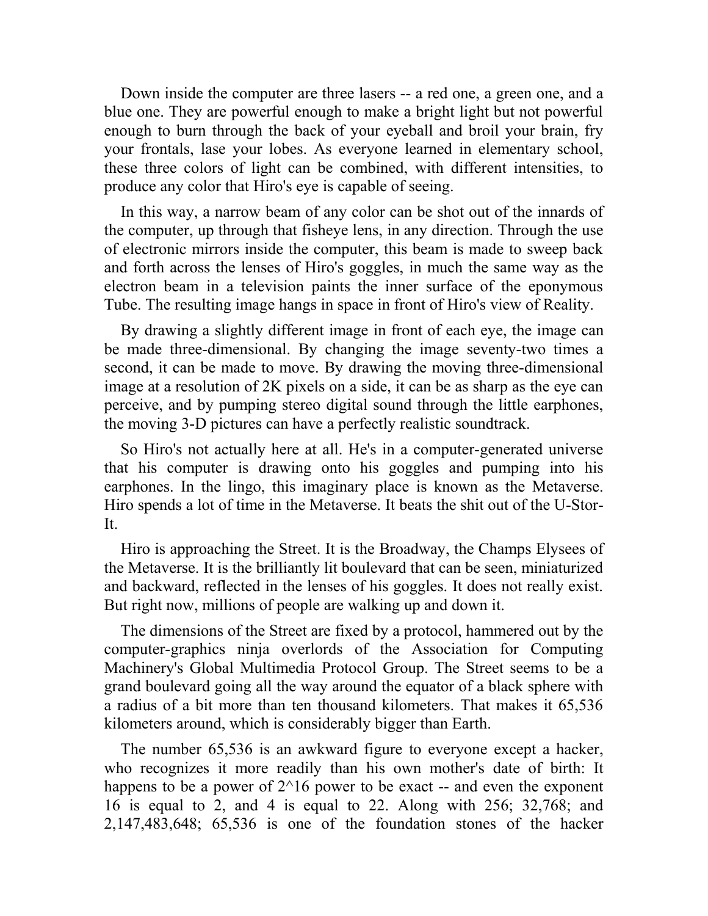Down inside the computer are three lasers -- a red one, a green one, and a blue one. They are powerful enough to make a bright light but not powerful enough to burn through the back of your eyeball and broil your brain, fry your frontals, lase your lobes. As everyone learned in elementary school, these three colors of light can be combined, with different intensities, to produce any color that Hiro's eye is capable of seeing.

In this way, a narrow beam of any color can be shot out of the innards of the computer, up through that fisheye lens, in any direction. Through the use of electronic mirrors inside the computer, this beam is made to sweep back and forth across the lenses of Hiro's goggles, in much the same way as the electron beam in a television paints the inner surface of the eponymous Tube. The resulting image hangs in space in front of Hiro's view of Reality.

By drawing a slightly different image in front of each eye, the image can be made three-dimensional. By changing the image seventy-two times a second, it can be made to move. By drawing the moving three-dimensional image at a resolution of 2K pixels on a side, it can be as sharp as the eye can perceive, and by pumping stereo digital sound through the little earphones, the moving 3-D pictures can have a perfectly realistic soundtrack.

So Hiro's not actually here at all. He's in a computer-generated universe that his computer is drawing onto his goggles and pumping into his earphones. In the lingo, this imaginary place is known as the Metaverse. Hiro spends a lot of time in the Metaverse. It beats the shit out of the U-Stor-It.

Hiro is approaching the Street. It is the Broadway, the Champs Elysees of the Metaverse. It is the brilliantly lit boulevard that can be seen, miniaturized and backward, reflected in the lenses of his goggles. It does not really exist. But right now, millions of people are walking up and down it.

The dimensions of the Street are fixed by a protocol, hammered out by the computer-graphics ninja overlords of the Association for Computing Machinery's Global Multimedia Protocol Group. The Street seems to be a grand boulevard going all the way around the equator of a black sphere with a radius of a bit more than ten thousand kilometers. That makes it 65,536 kilometers around, which is considerably bigger than Earth.

The number 65,536 is an awkward figure to everyone except a hacker, who recognizes it more readily than his own mother's date of birth: It happens to be a power of 2^16 power to be exact -- and even the exponent 16 is equal to 2, and 4 is equal to 22. Along with 256; 32,768; and 2,147,483,648; 65,536 is one of the foundation stones of the hacker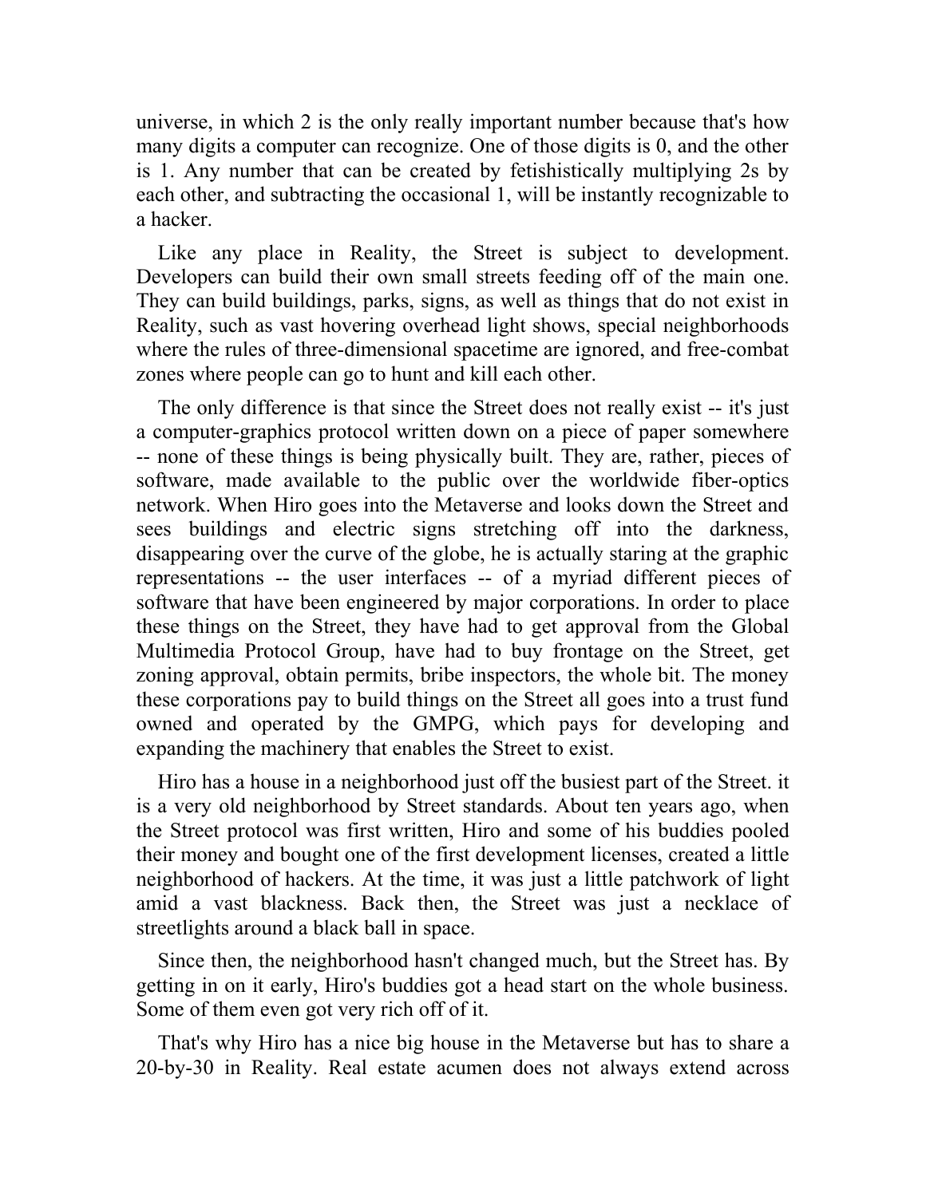universe, in which 2 is the only really important number because that's how many digits a computer can recognize. One of those digits is 0, and the other is 1. Any number that can be created by fetishistically multiplying 2s by each other, and subtracting the occasional 1, will be instantly recognizable to a hacker.

Like any place in Reality, the Street is subject to development. Developers can build their own small streets feeding off of the main one. They can build buildings, parks, signs, as well as things that do not exist in Reality, such as vast hovering overhead light shows, special neighborhoods where the rules of three-dimensional spacetime are ignored, and free-combat zones where people can go to hunt and kill each other.

The only difference is that since the Street does not really exist -- it's just a computer-graphics protocol written down on a piece of paper somewhere -- none of these things is being physically built. They are, rather, pieces of software, made available to the public over the worldwide fiber-optics network. When Hiro goes into the Metaverse and looks down the Street and sees buildings and electric signs stretching off into the darkness, disappearing over the curve of the globe, he is actually staring at the graphic representations -- the user interfaces -- of a myriad different pieces of software that have been engineered by major corporations. In order to place these things on the Street, they have had to get approval from the Global Multimedia Protocol Group, have had to buy frontage on the Street, get zoning approval, obtain permits, bribe inspectors, the whole bit. The money these corporations pay to build things on the Street all goes into a trust fund owned and operated by the GMPG, which pays for developing and expanding the machinery that enables the Street to exist.

Hiro has a house in a neighborhood just off the busiest part of the Street. it is a very old neighborhood by Street standards. About ten years ago, when the Street protocol was first written, Hiro and some of his buddies pooled their money and bought one of the first development licenses, created a little neighborhood of hackers. At the time, it was just a little patchwork of light amid a vast blackness. Back then, the Street was just a necklace of streetlights around a black ball in space.

Since then, the neighborhood hasn't changed much, but the Street has. By getting in on it early, Hiro's buddies got a head start on the whole business. Some of them even got very rich off of it.

That's why Hiro has a nice big house in the Metaverse but has to share a 20-by-30 in Reality. Real estate acumen does not always extend across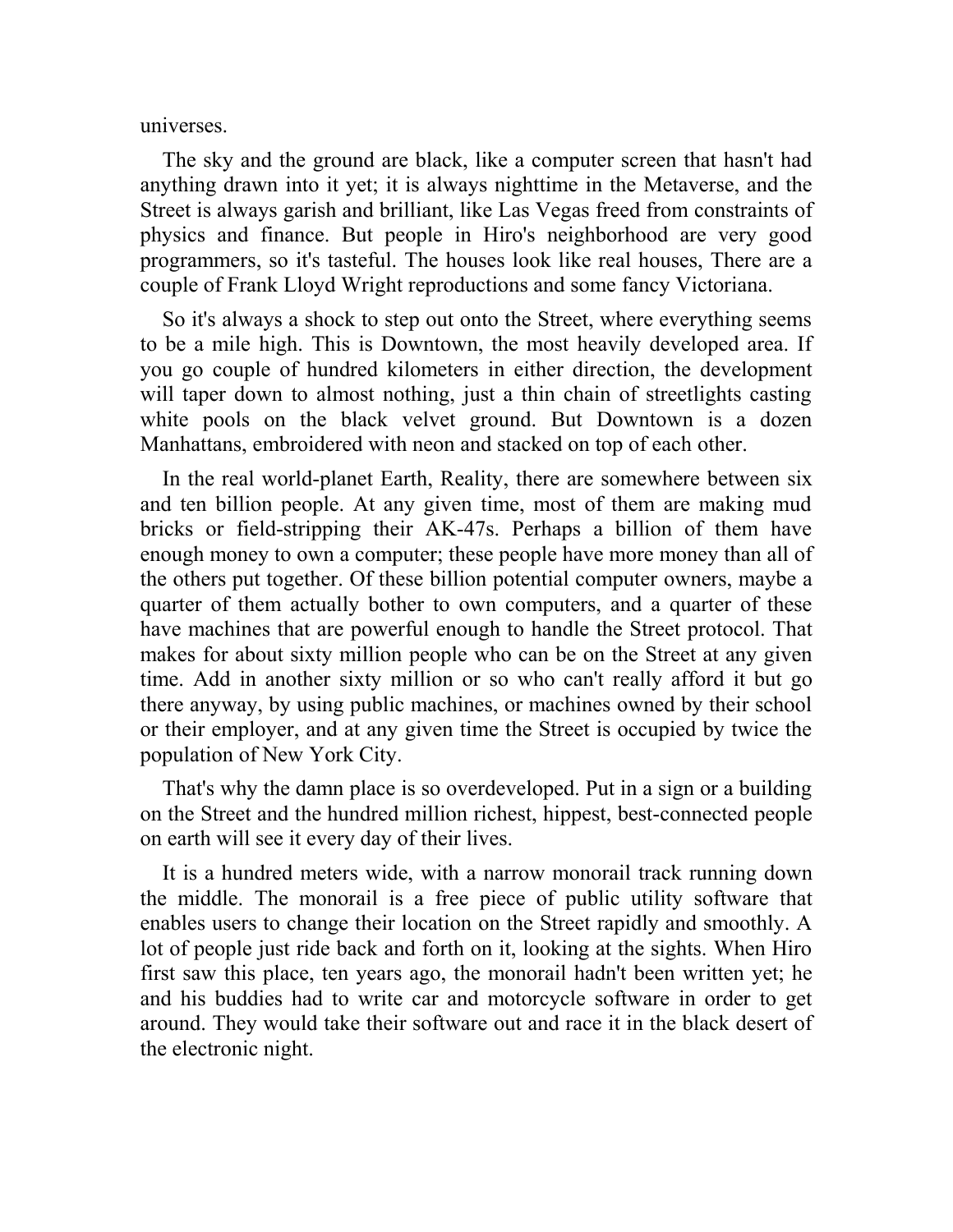universes.

The sky and the ground are black, like a computer screen that hasn't had anything drawn into it yet; it is always nighttime in the Metaverse, and the Street is always garish and brilliant, like Las Vegas freed from constraints of physics and finance. But people in Hiro's neighborhood are very good programmers, so it's tasteful. The houses look like real houses, There are a couple of Frank Lloyd Wright reproductions and some fancy Victoriana.

So it's always a shock to step out onto the Street, where everything seems to be a mile high. This is Downtown, the most heavily developed area. If you go couple of hundred kilometers in either direction, the development will taper down to almost nothing, just a thin chain of streetlights casting white pools on the black velvet ground. But Downtown is a dozen Manhattans, embroidered with neon and stacked on top of each other.

In the real world-planet Earth, Reality, there are somewhere between six and ten billion people. At any given time, most of them are making mud bricks or field-stripping their AK-47s. Perhaps a billion of them have enough money to own a computer; these people have more money than all of the others put together. Of these billion potential computer owners, maybe a quarter of them actually bother to own computers, and a quarter of these have machines that are powerful enough to handle the Street protocol. That makes for about sixty million people who can be on the Street at any given time. Add in another sixty million or so who can't really afford it but go there anyway, by using public machines, or machines owned by their school or their employer, and at any given time the Street is occupied by twice the population of New York City.

That's why the damn place is so overdeveloped. Put in a sign or a building on the Street and the hundred million richest, hippest, best-connected people on earth will see it every day of their lives.

It is a hundred meters wide, with a narrow monorail track running down the middle. The monorail is a free piece of public utility software that enables users to change their location on the Street rapidly and smoothly. A lot of people just ride back and forth on it, looking at the sights. When Hiro first saw this place, ten years ago, the monorail hadn't been written yet; he and his buddies had to write car and motorcycle software in order to get around. They would take their software out and race it in the black desert of the electronic night.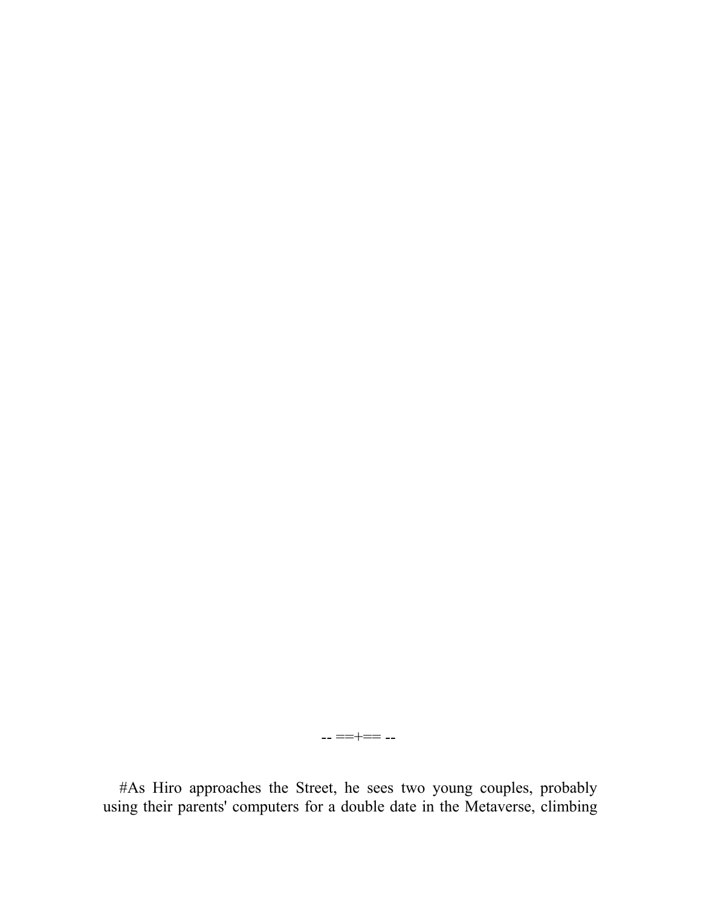-- ==+== --

#As Hiro approaches the Street, he sees two young couples, probably using their parents' computers for a double date in the Metaverse, climbing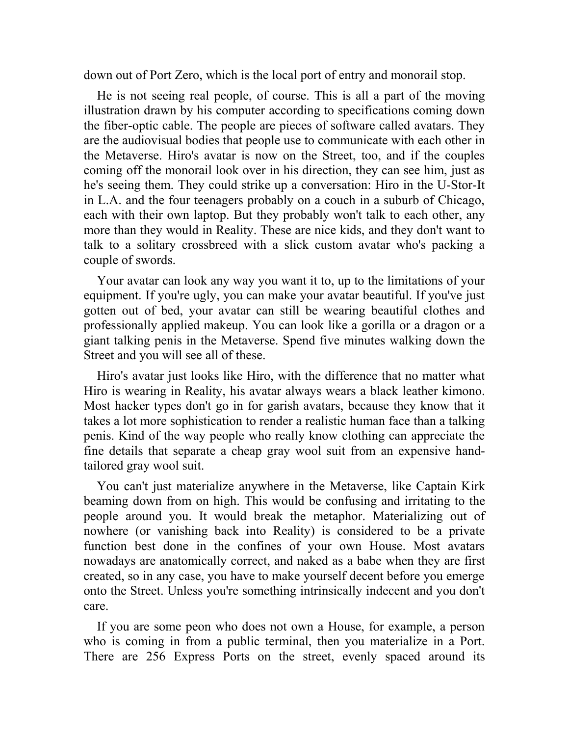down out of Port Zero, which is the local port of entry and monorail stop.

He is not seeing real people, of course. This is all a part of the moving illustration drawn by his computer according to specifications coming down the fiber-optic cable. The people are pieces of software called avatars. They are the audiovisual bodies that people use to communicate with each other in the Metaverse. Hiro's avatar is now on the Street, too, and if the couples coming off the monorail look over in his direction, they can see him, just as he's seeing them. They could strike up a conversation: Hiro in the U-Stor-It in L.A. and the four teenagers probably on a couch in a suburb of Chicago, each with their own laptop. But they probably won't talk to each other, any more than they would in Reality. These are nice kids, and they don't want to talk to a solitary crossbreed with a slick custom avatar who's packing a couple of swords.

Your avatar can look any way you want it to, up to the limitations of your equipment. If you're ugly, you can make your avatar beautiful. If you've just gotten out of bed, your avatar can still be wearing beautiful clothes and professionally applied makeup. You can look like a gorilla or a dragon or a giant talking penis in the Metaverse. Spend five minutes walking down the Street and you will see all of these.

Hiro's avatar just looks like Hiro, with the difference that no matter what Hiro is wearing in Reality, his avatar always wears a black leather kimono. Most hacker types don't go in for garish avatars, because they know that it takes a lot more sophistication to render a realistic human face than a talking penis. Kind of the way people who really know clothing can appreciate the fine details that separate a cheap gray wool suit from an expensive hand-tailored gray wool suit.

You can't just materialize anywhere in the Metaverse, like Captain Kirk beaming down from on high. This would be confusing and irritating to the people around you. It would break the metaphor. Materializing out of nowhere (or vanishing back into Reality) is considered to be a private function best done in the confines of your own House. Most avatars nowadays are anatomically correct, and naked as a babe when they are first created, so in any case, you have to make yourself decent before you emerge onto the Street. Unless you're something intrinsically indecent and you don't care.

If you are some peon who does not own a House, for example, a person who is coming in from a public terminal, then you materialize in a Port. There are 256 Express Ports on the street, evenly spaced around its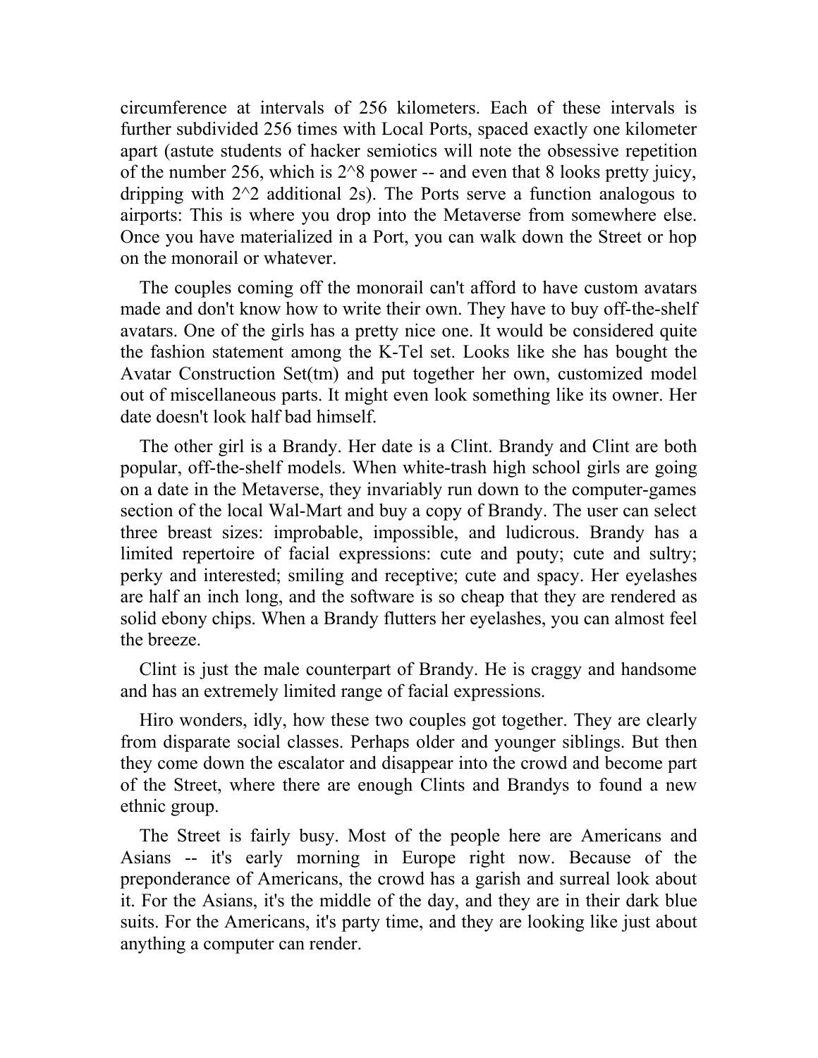circumference at intervals of 256 kilometers. Each of these intervals is further subdivided 256 times with Local Ports, spaced exactly one kilometer apart (astute students of hacker semiotics will note the obsessive repetition of the number 256, which is $2^8$ power -- and even that 8 looks pretty juicy, dripping with $2^2$ additional 2s). The Ports serve a function analogous to airports: This is where you drop into the Metaverse from somewhere else. Once you have materialized in a Port, you can walk down the Street or hop on the monorail or whatever.

The couples coming off the monorail can't afford to have custom avatars made and don't know how to write their own. They have to buy off-the-shelf avatars. One of the girls has a pretty nice one. It would be considered quite the fashion statement among the K-Tel set. Looks like she has bought the Avatar Construction Set(tm) and put together her own, customized model out of miscellaneous parts. It might even look something like its owner. Her date doesn't look half bad himself.

The other girl is a Brandy. Her date is a Clint. Brandy and Clint are both popular, off-the-shelf models. When white-trash high school girls are going on a date in the Metaverse, they invariably run down to the computer-games section of the local Wal-Mart and buy a copy of Brandy. The user can select three breast sizes: improbable, impossible, and ludicrous. Brandy has a limited repertoire of facial expressions: cute and pouty; cute and sultry; perky and interested; smiling and receptive; cute and spacy. Her eyelashes are half an inch long, and the software is so cheap that they are rendered as solid ebony chips. When a Brandy flutters her eyelashes, you can almost feel the breeze.

Clint is just the male counterpart of Brandy. He is craggy and handsome and has an extremely limited range of facial expressions.

Hiro wonders, idly, how these two couples got together. They are clearly from disparate social classes. Perhaps older and younger siblings. But then they come down the escalator and disappear into the crowd and become part of the Street, where there are enough Clints and Brandys to found a new ethnic group.

The Street is fairly busy. Most of the people here are Americans and Asians -- it's early morning in Europe right now. Because of the preponderance of Americans, the crowd has a garish and surreal look about it. For the Asians, it's the middle of the day, and they are in their dark blue suits. For the Americans, it's party time, and they are looking like just about anything a computer can render.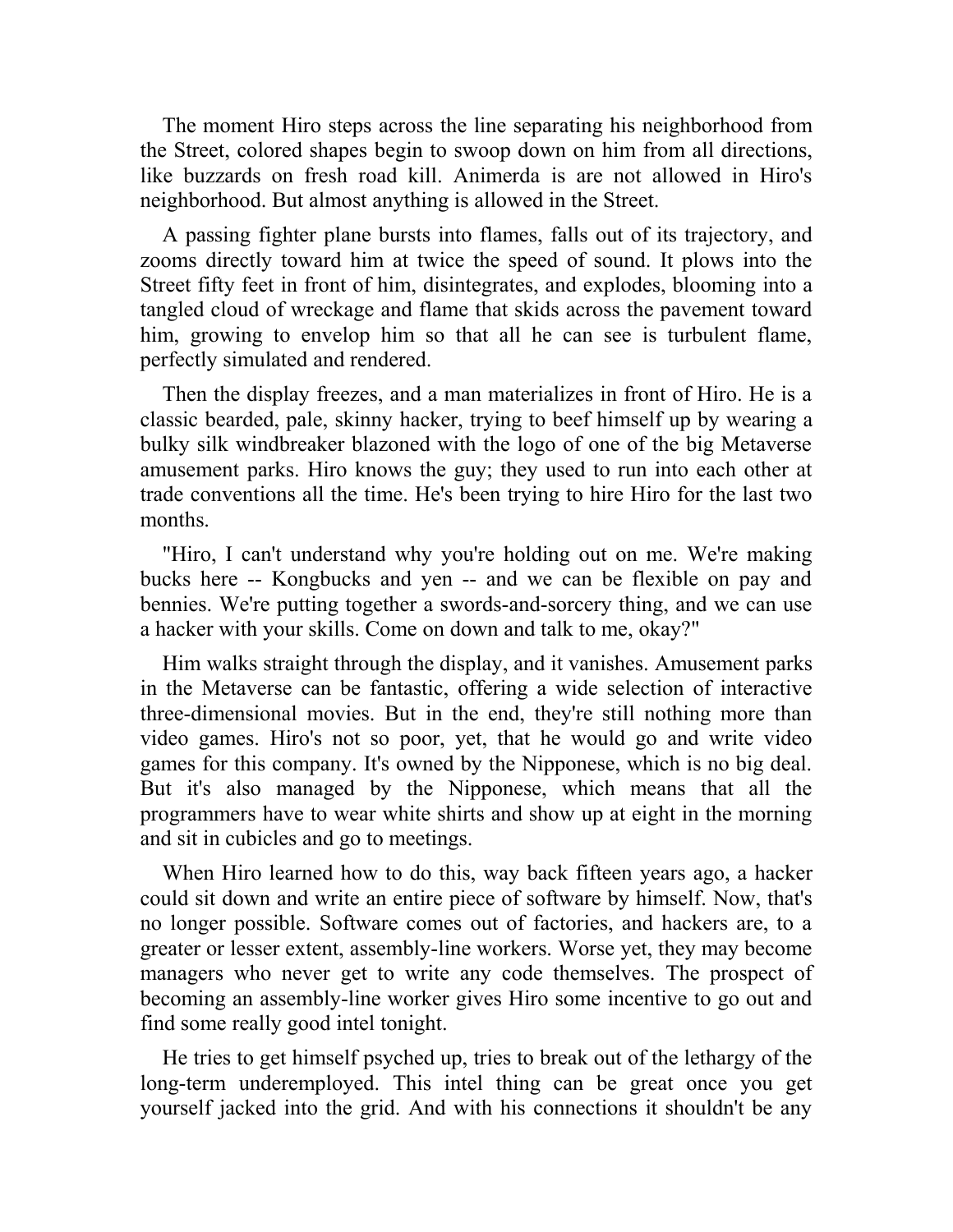The moment Hiro steps across the line separating his neighborhood from the Street, colored shapes begin to swoop down on him from all directions, like buzzards on fresh road kill. Animerda is are not allowed in Hiro's neighborhood. But almost anything is allowed in the Street.

A passing fighter plane bursts into flames, falls out of its trajectory, and zooms directly toward him at twice the speed of sound. It plows into the Street fifty feet in front of him, disintegrates, and explodes, blooming into a tangled cloud of wreckage and flame that skids across the pavement toward him, growing to envelop him so that all he can see is turbulent flame, perfectly simulated and rendered.

Then the display freezes, and a man materializes in front of Hiro. He is a classic bearded, pale, skinny hacker, trying to beef himself up by wearing a bulky silk windbreaker blazoned with the logo of one of the big Metaverse amusement parks. Hiro knows the guy; they used to run into each other at trade conventions all the time. He's been trying to hire Hiro for the last two months.

"Hiro, I can't understand why you're holding out on me. We're making bucks here -- Kongbucks and yen -- and we can be flexible on pay and bennies. We're putting together a swords-and-sorcery thing, and we can use a hacker with your skills. Come on down and talk to me, okay?"

Him walks straight through the display, and it vanishes. Amusement parks in the Metaverse can be fantastic, offering a wide selection of interactive three-dimensional movies. But in the end, they're still nothing more than video games. Hiro's not so poor, yet, that he would go and write video games for this company. It's owned by the Nipponese, which is no big deal. But it's also managed by the Nipponese, which means that all the programmers have to wear white shirts and show up at eight in the morning and sit in cubicles and go to meetings.

When Hiro learned how to do this, way back fifteen years ago, a hacker could sit down and write an entire piece of software by himself. Now, that's no longer possible. Software comes out of factories, and hackers are, to a greater or lesser extent, assembly-line workers. Worse yet, they may become managers who never get to write any code themselves. The prospect of becoming an assembly-line worker gives Hiro some incentive to go out and find some really good intel tonight.

He tries to get himself psyched up, tries to break out of the lethargy of the long-term underemployed. This intel thing can be great once you get yourself jacked into the grid. And with his connections it shouldn't be any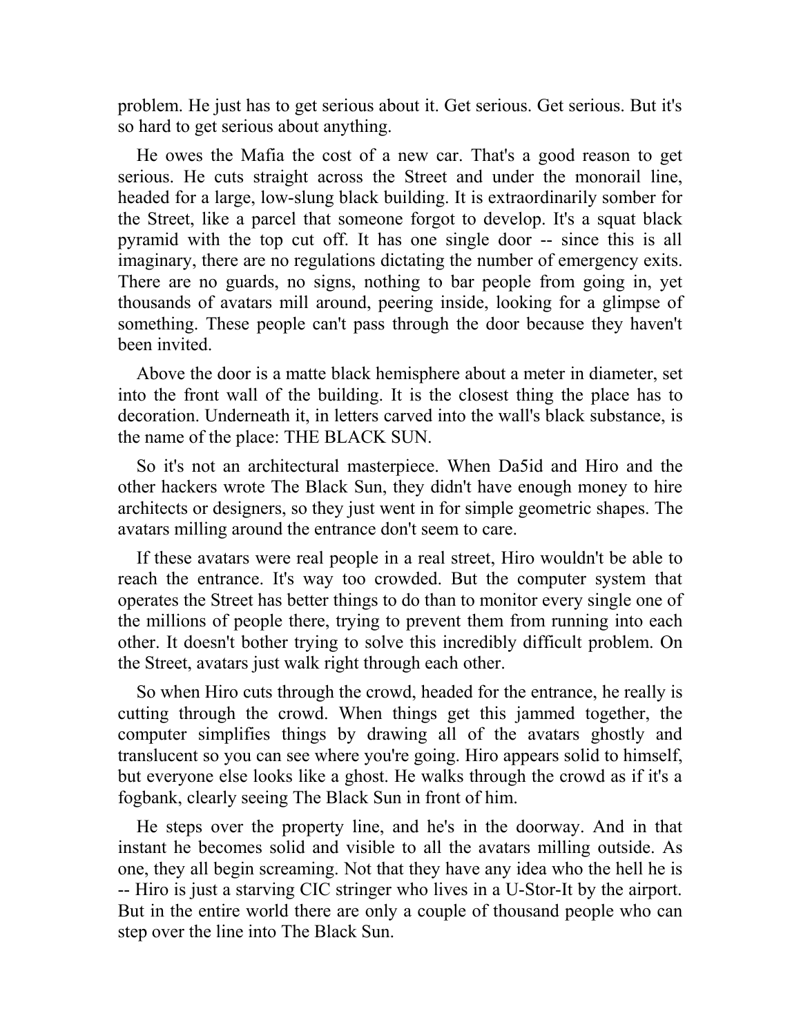problem. He just has to get serious about it. Get serious. Get serious. But it's so hard to get serious about anything.

He owes the Mafia the cost of a new car. That's a good reason to get serious. He cuts straight across the Street and under the monorail line, headed for a large, low-slung black building. It is extraordinarily somber for the Street, like a parcel that someone forgot to develop. It's a squat black pyramid with the top cut off. It has one single door -- since this is all imaginary, there are no regulations dictating the number of emergency exits. There are no guards, no signs, nothing to bar people from going in, yet thousands of avatars mill around, peering inside, looking for a glimpse of something. These people can't pass through the door because they haven't been invited.

Above the door is a matte black hemisphere about a meter in diameter, set into the front wall of the building. It is the closest thing the place has to decoration. Underneath it, in letters carved into the wall's black substance, is the name of the place: THE BLACK SUN.

So it's not an architectural masterpiece. When Da5id and Hiro and the other hackers wrote The Black Sun, they didn't have enough money to hire architects or designers, so they just went in for simple geometric shapes. The avatars milling around the entrance don't seem to care.

If these avatars were real people in a real street, Hiro wouldn't be able to reach the entrance. It's way too crowded. But the computer system that operates the Street has better things to do than to monitor every single one of the millions of people there, trying to prevent them from running into each other. It doesn't bother trying to solve this incredibly difficult problem. On the Street, avatars just walk right through each other.

So when Hiro cuts through the crowd, headed for the entrance, he really is cutting through the crowd. When things get this jammed together, the computer simplifies things by drawing all of the avatars ghostly and translucent so you can see where you're going. Hiro appears solid to himself, but everyone else looks like a ghost. He walks through the crowd as if it's a fogbank, clearly seeing The Black Sun in front of him.

He steps over the property line, and he's in the doorway. And in that instant he becomes solid and visible to all the avatars milling outside. As one, they all begin screaming. Not that they have any idea who the hell he is -- Hiro is just a starving CIC stringer who lives in a U-Stor-It by the airport. But in the entire world there are only a couple of thousand people who can step over the line into The Black Sun.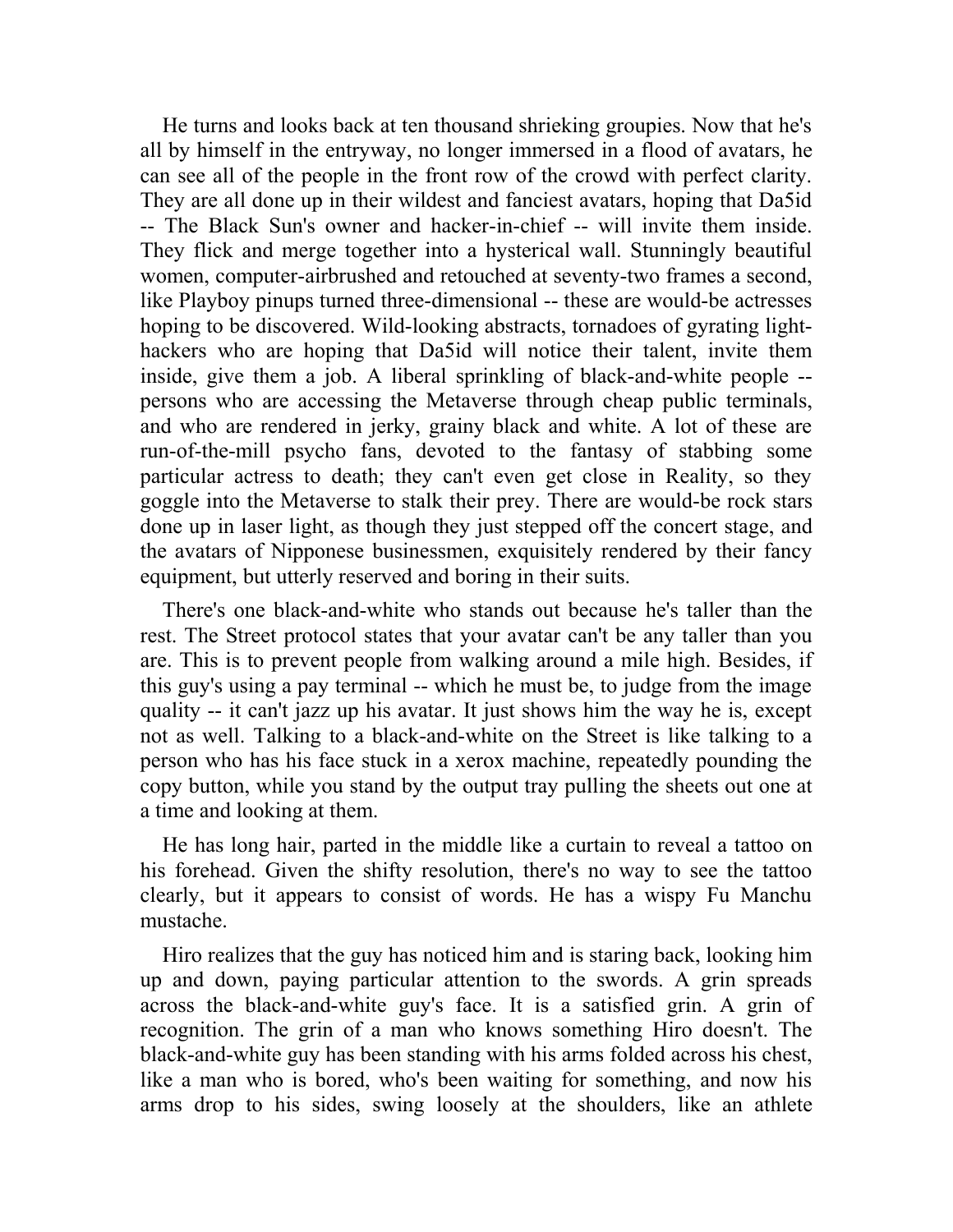He turns and looks back at ten thousand shrieking groupies. Now that he's all by himself in the entryway, no longer immersed in a flood of avatars, he can see all of the people in the front row of the crowd with perfect clarity. They are all done up in their wildest and fanciest avatars, hoping that Da5id -- The Black Sun's owner and hacker-in-chief -- will invite them inside. They flick and merge together into a hysterical wall. Stunningly beautiful women, computer-airbrushed and retouched at seventy-two frames a second, like Playboy pinups turned three-dimensional -- these are would-be actresses hoping to be discovered. Wild-looking abstracts, tornadoes of gyrating light-hackers who are hoping that Da5id will notice their talent, invite them inside, give them a job. A liberal sprinkling of black-and-white people -- persons who are accessing the Metaverse through cheap public terminals, and who are rendered in jerky, grainy black and white. A lot of these are run-of-the-mill psycho fans, devoted to the fantasy of stabbing some particular actress to death; they can't even get close in Reality, so they goggle into the Metaverse to stalk their prey. There are would-be rock stars done up in laser light, as though they just stepped off the concert stage, and the avatars of Nipponese businessmen, exquisitely rendered by their fancy equipment, but utterly reserved and boring in their suits.

There's one black-and-white who stands out because he's taller than the rest. The Street protocol states that your avatar can't be any taller than you are. This is to prevent people from walking around a mile high. Besides, if this guy's using a pay terminal -- which he must be, to judge from the image quality -- it can't jazz up his avatar. It just shows him the way he is, except not as well. Talking to a black-and-white on the Street is like talking to a person who has his face stuck in a xerox machine, repeatedly pounding the copy button, while you stand by the output tray pulling the sheets out one at a time and looking at them.

He has long hair, parted in the middle like a curtain to reveal a tattoo on his forehead. Given the shifty resolution, there's no way to see the tattoo clearly, but it appears to consist of words. He has a wispy Fu Manchu mustache.

Hiro realizes that the guy has noticed him and is staring back, looking him up and down, paying particular attention to the swords. A grin spreads across the black-and-white guy's face. It is a satisfied grin. A grin of recognition. The grin of a man who knows something Hiro doesn't. The black-and-white guy has been standing with his arms folded across his chest, like a man who is bored, who's been waiting for something, and now his arms drop to his sides, swing loosely at the shoulders, like an athlete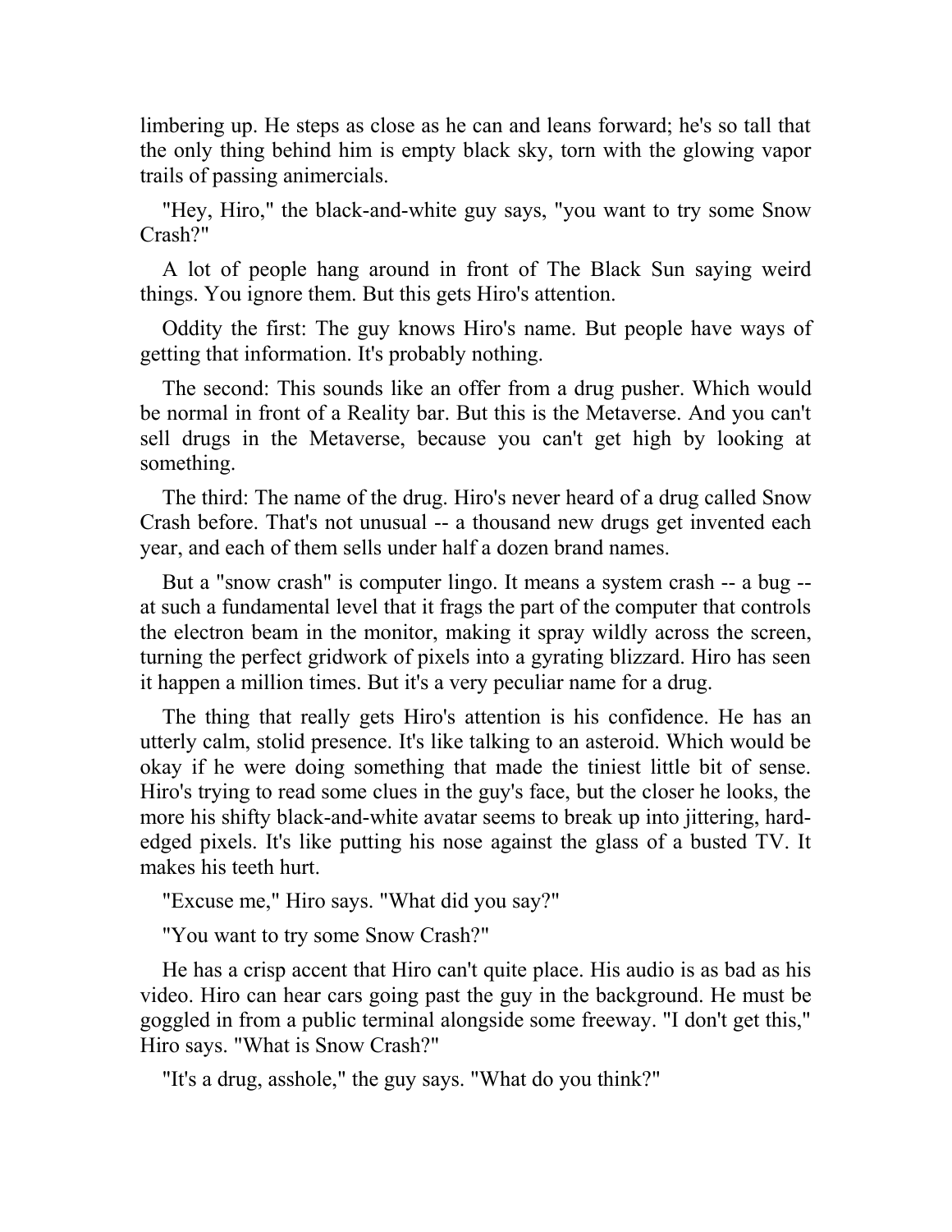limbering up. He steps as close as he can and leans forward; he's so tall that the only thing behind him is empty black sky, torn with the glowing vapor trails of passing animercials.

"Hey, Hiro," the black-and-white guy says, "you want to try some Snow Crash?"

A lot of people hang around in front of The Black Sun saying weird things. You ignore them. But this gets Hiro's attention.

Oddity the first: The guy knows Hiro's name. But people have ways of getting that information. It's probably nothing.

The second: This sounds like an offer from a drug pusher. Which would be normal in front of a Reality bar. But this is the Metaverse. And you can't sell drugs in the Metaverse, because you can't get high by looking at something.

The third: The name of the drug. Hiro's never heard of a drug called Snow Crash before. That's not unusual -- a thousand new drugs get invented each year, and each of them sells under half a dozen brand names.

But a "snow crash" is computer lingo. It means a system crash -- a bug -- at such a fundamental level that it frags the part of the computer that controls the electron beam in the monitor, making it spray wildly across the screen, turning the perfect gridwork of pixels into a gyrating blizzard. Hiro has seen it happen a million times. But it's a very peculiar name for a drug.

The thing that really gets Hiro's attention is his confidence. He has an utterly calm, stolid presence. It's like talking to an asteroid. Which would be okay if he were doing something that made the tiniest little bit of sense. Hiro's trying to read some clues in the guy's face, but the closer he looks, the more his shifty black-and-white avatar seems to break up into jittering, hard-edged pixels. It's like putting his nose against the glass of a busted TV. It makes his teeth hurt.

"Excuse me," Hiro says. "What did you say?"

"You want to try some Snow Crash?"

He has a crisp accent that Hiro can't quite place. His audio is as bad as his video. Hiro can hear cars going past the guy in the background. He must be goggled in from a public terminal alongside some freeway. "I don't get this," Hiro says. "What is Snow Crash?"

"It's a drug, asshole," the guy says. "What do you think?"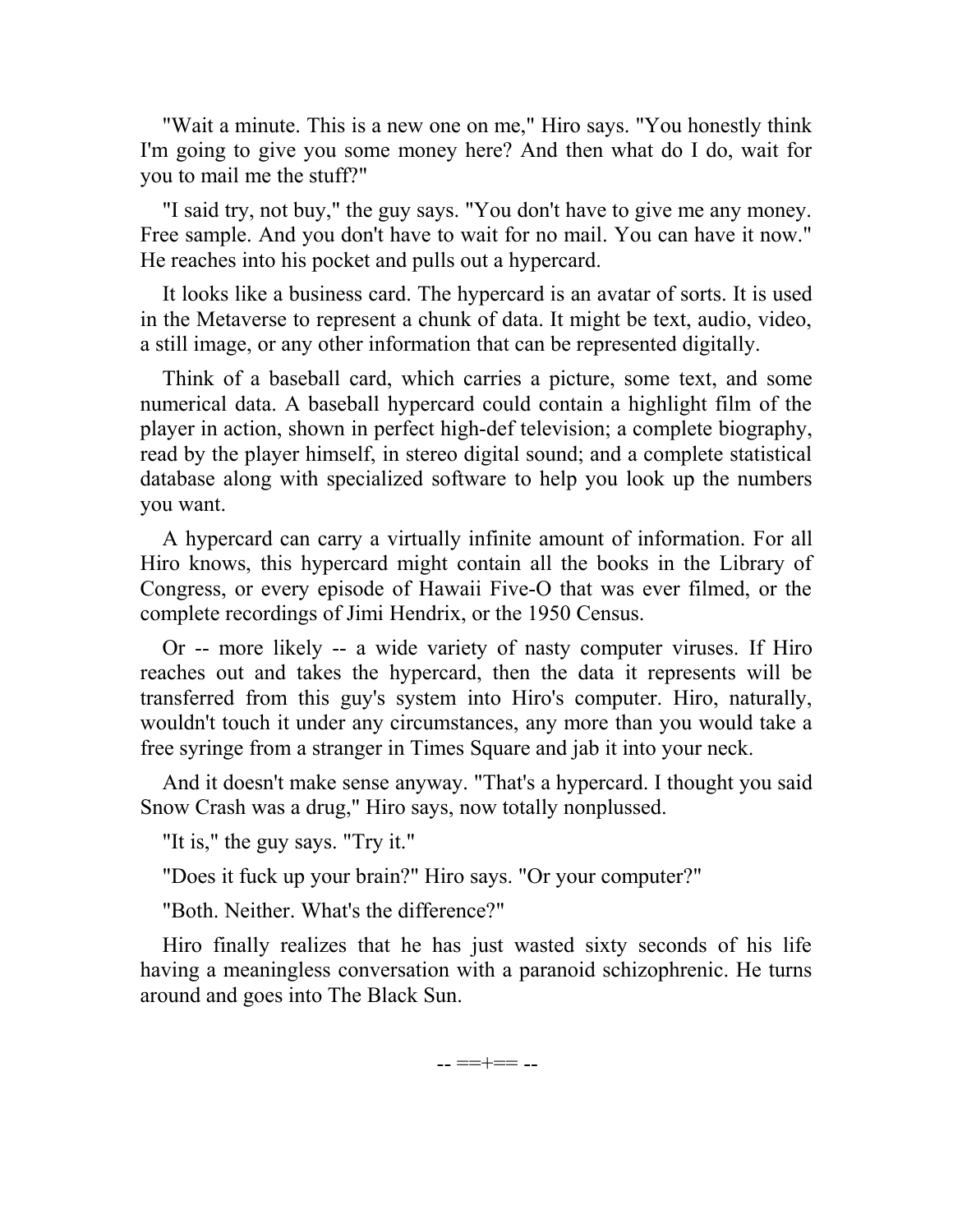"Wait a minute. This is a new one on me," Hiro says. "You honestly think I'm going to give you some money here? And then what do I do, wait for you to mail me the stuff?"

"I said try, not buy," the guy says. "You don't have to give me any money. Free sample. And you don't have to wait for no mail. You can have it now." He reaches into his pocket and pulls out a hypercard.

It looks like a business card. The hypercard is an avatar of sorts. It is used in the Metaverse to represent a chunk of data. It might be text, audio, video, a still image, or any other information that can be represented digitally.

Think of a baseball card, which carries a picture, some text, and some numerical data. A baseball hypercard could contain a highlight film of the player in action, shown in perfect high-def television; a complete biography, read by the player himself, in stereo digital sound; and a complete statistical database along with specialized software to help you look up the numbers you want.

A hypercard can carry a virtually infinite amount of information. For all Hiro knows, this hypercard might contain all the books in the Library of Congress, or every episode of Hawaii Five-O that was ever filmed, or the complete recordings of Jimi Hendrix, or the 1950 Census.

Or -- more likely -- a wide variety of nasty computer viruses. If Hiro reaches out and takes the hypercard, then the data it represents will be transferred from this guy's system into Hiro's computer. Hiro, naturally, wouldn't touch it under any circumstances, any more than you would take a free syringe from a stranger in Times Square and jab it into your neck.

And it doesn't make sense anyway. "That's a hypercard. I thought you said Snow Crash was a drug," Hiro says, now totally nonplussed.

"It is," the guy says. "Try it."

"Does it fuck up your brain?" Hiro says. "Or your computer?"

"Both. Neither. What's the difference?"

Hiro finally realizes that he has just wasted sixty seconds of his life having a meaningless conversation with a paranoid schizophrenic. He turns around and goes into The Black Sun.

-- ==+== --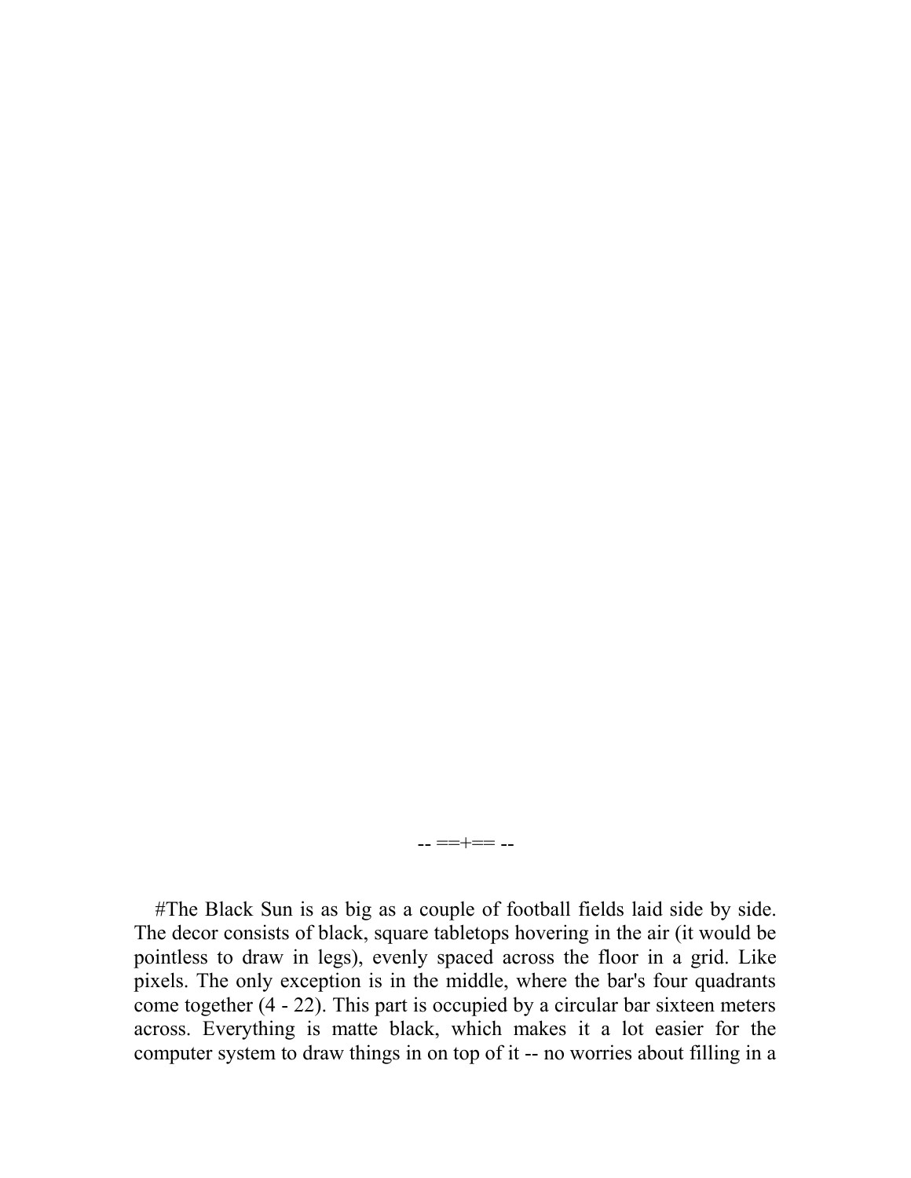-- ==+== --

#The Black Sun is as big as a couple of football fields laid side by side. The decor consists of black, square tabletops hovering in the air (it would be pointless to draw in legs), evenly spaced across the floor in a grid. Like pixels. The only exception is in the middle, where the bar's four quadrants come together (4 - 22). This part is occupied by a circular bar sixteen meters across. Everything is matte black, which makes it a lot easier for the computer system to draw things in on top of it -- no worries about filling in a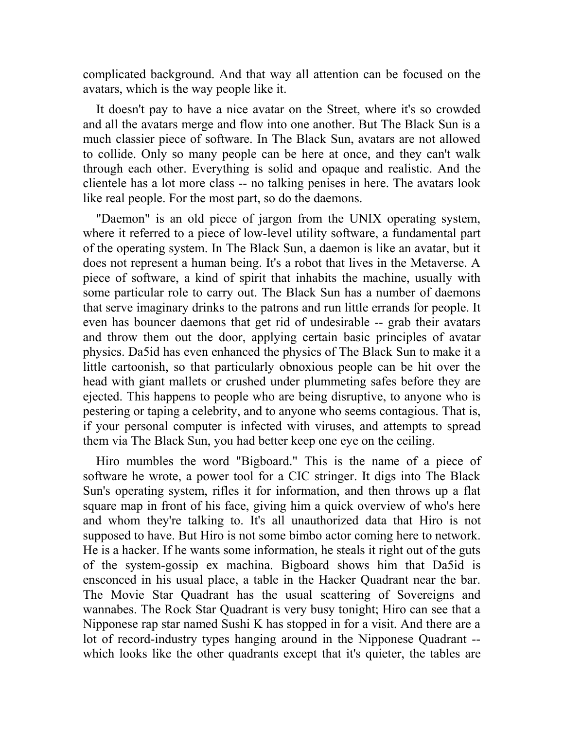complicated background. And that way all attention can be focused on the avatars, which is the way people like it.

It doesn't pay to have a nice avatar on the Street, where it's so crowded and all the avatars merge and flow into one another. But The Black Sun is a much classier piece of software. In The Black Sun, avatars are not allowed to collide. Only so many people can be here at once, and they can't walk through each other. Everything is solid and opaque and realistic. And the clientele has a lot more class -- no talking penises in here. The avatars look like real people. For the most part, so do the daemons.

"Daemon" is an old piece of jargon from the UNIX operating system, where it referred to a piece of low-level utility software, a fundamental part of the operating system. In The Black Sun, a daemon is like an avatar, but it does not represent a human being. It's a robot that lives in the Metaverse. A piece of software, a kind of spirit that inhabits the machine, usually with some particular role to carry out. The Black Sun has a number of daemons that serve imaginary drinks to the patrons and run little errands for people. It even has bouncer daemons that get rid of undesirable -- grab their avatars and throw them out the door, applying certain basic principles of avatar physics. Da5id has even enhanced the physics of The Black Sun to make it a little cartoonish, so that particularly obnoxious people can be hit over the head with giant mallets or crushed under plummeting safes before they are ejected. This happens to people who are being disruptive, to anyone who is pestering or taping a celebrity, and to anyone who seems contagious. That is, if your personal computer is infected with viruses, and attempts to spread them via The Black Sun, you had better keep one eye on the ceiling.

Hiro mumbles the word "Bigboard." This is the name of a piece of software he wrote, a power tool for a CIC stringer. It digs into The Black Sun's operating system, rifles it for information, and then throws up a flat square map in front of his face, giving him a quick overview of who's here and whom they're talking to. It's all unauthorized data that Hiro is not supposed to have. But Hiro is not some bimbo actor coming here to network. He is a hacker. If he wants some information, he steals it right out of the guts of the system-gossip ex machina. Bigboard shows him that Da5id is ensconced in his usual place, a table in the Hacker Quadrant near the bar. The Movie Star Quadrant has the usual scattering of Sovereigns and wannabes. The Rock Star Quadrant is very busy tonight; Hiro can see that a Nipponese rap star named Sushi K has stopped in for a visit. And there are a lot of record-industry types hanging around in the Nipponese Quadrant -- which looks like the other quadrants except that it's quieter, the tables are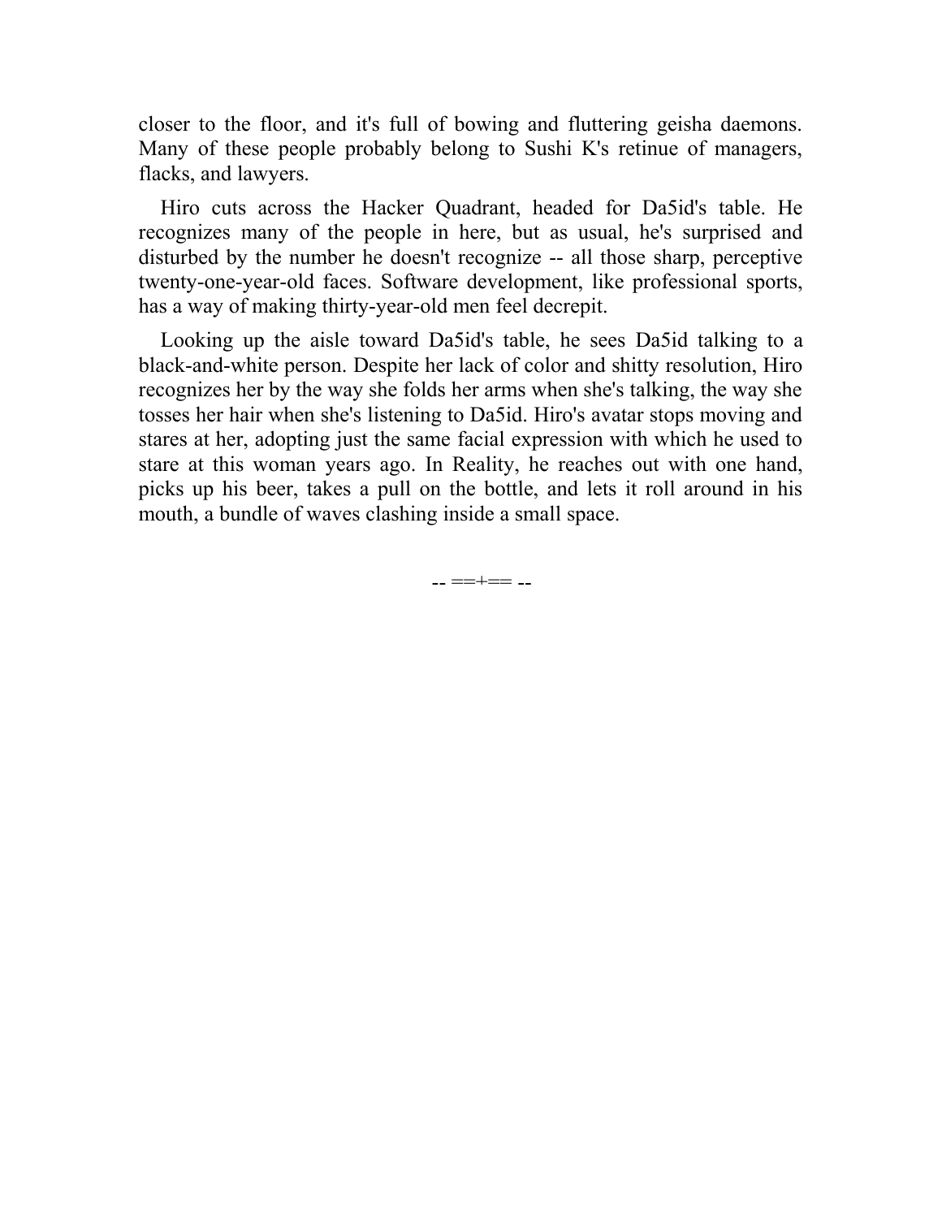closer to the floor, and it's full of bowing and fluttering geisha daemons. Many of these people probably belong to Sushi K's retinue of managers, flacks, and lawyers.

Hiro cuts across the Hacker Quadrant, headed for Da5id's table. He recognizes many of the people in here, but as usual, he's surprised and disturbed by the number he doesn't recognize -- all those sharp, perceptive twenty-one-year-old faces. Software development, like professional sports, has a way of making thirty-year-old men feel decrepit.

Looking up the aisle toward Da5id's table, he sees Da5id talking to a black-and-white person. Despite her lack of color and shitty resolution, Hiro recognizes her by the way she folds her arms when she's talking, the way she tosses her hair when she's listening to Da5id. Hiro's avatar stops moving and stares at her, adopting just the same facial expression with which he used to stare at this woman years ago. In Reality, he reaches out with one hand, picks up his beer, takes a pull on the bottle, and lets it roll around in his mouth, a bundle of waves clashing inside a small space.

-- ==+== --